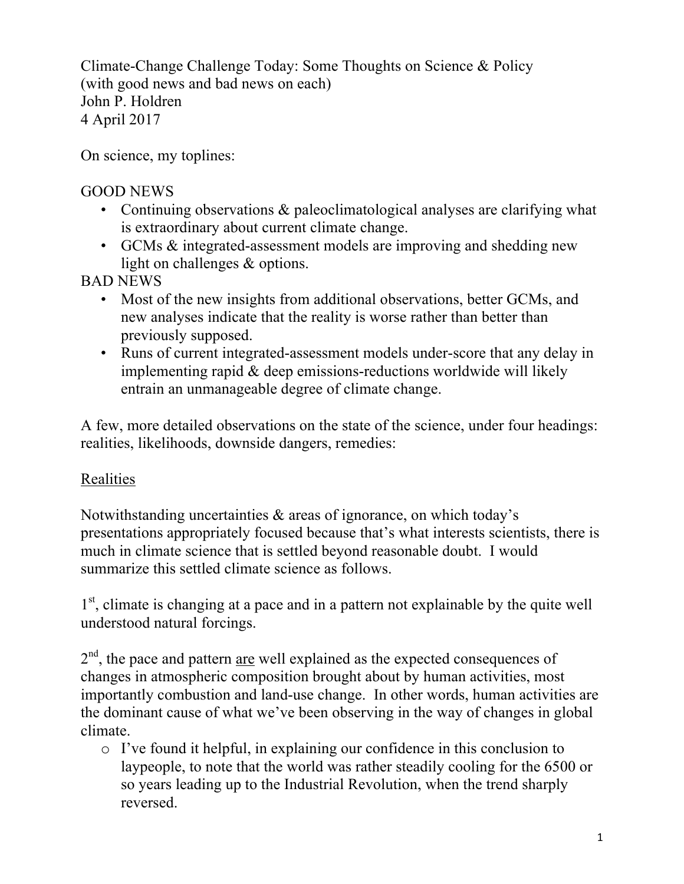Climate-Change Challenge Today: Some Thoughts on Science & Policy
(with good news and bad news on each)
John P. Holdren
4 April 2017

On science, my toplines:

GOOD NEWS

- Continuing observations & paleoclimatological analyses are clarifying what is extraordinary about current climate change.
- GCMs & integrated-assessment models are improving and shedding new light on challenges & options.

BAD NEWS

- Most of the new insights from additional observations, better GCMs, and new analyses indicate that the reality is worse rather than better than previously supposed.
- Runs of current integrated-assessment models under-score that any delay in implementing rapid & deep emissions-reductions worldwide will likely entrain an unmanageable degree of climate change.

A few, more detailed observations on the state of the science, under four headings: realities, likelihoods, downside dangers, remedies:

## Realities

Notwithstanding uncertainties & areas of ignorance, on which today's presentations appropriately focused because that's what interests scientists, there is much in climate science that is settled beyond reasonable doubt. I would summarize this settled climate science as follows.

1st, climate is changing at a pace and in a pattern not explainable by the quite well understood natural forcings.

2nd, the pace and pattern <u>are</u> well explained as the expected consequences of changes in atmospheric composition brought about by human activities, most importantly combustion and land-use change. In other words, human activities are the dominant cause of what we've been observing in the way of changes in global climate.

- I've found it helpful, in explaining our confidence in this conclusion to laypeople, to note that the world was rather steadily cooling for the 6500 or so years leading up to the Industrial Revolution, when the trend sharply reversed.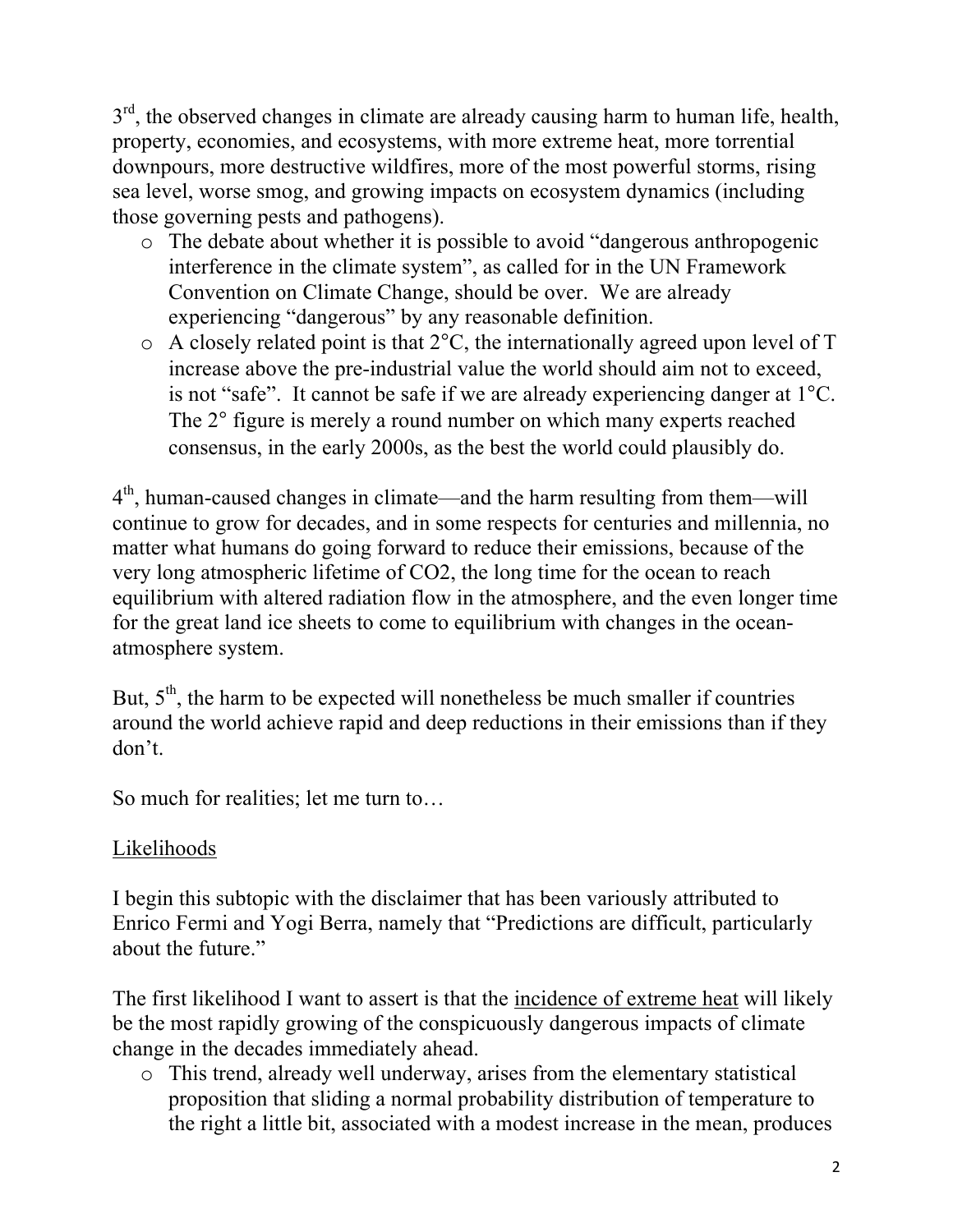3rd, the observed changes in climate are already causing harm to human life, health, property, economies, and ecosystems, with more extreme heat, more torrential downpours, more destructive wildfires, more of the most powerful storms, rising sea level, worse smog, and growing impacts on ecosystem dynamics (including those governing pests and pathogens).

- The debate about whether it is possible to avoid "dangerous anthropogenic interference in the climate system", as called for in the UN Framework Convention on Climate Change, should be over. We are already experiencing "dangerous" by any reasonable definition.
- A closely related point is that 2°C, the internationally agreed upon level of T increase above the pre-industrial value the world should aim not to exceed, is not "safe". It cannot be safe if we are already experiencing danger at 1°C. The 2° figure is merely a round number on which many experts reached consensus, in the early 2000s, as the best the world could plausibly do.

4th, human-caused changes in climate—and the harm resulting from them—will continue to grow for decades, and in some respects for centuries and millennia, no matter what humans do going forward to reduce their emissions, because of the very long atmospheric lifetime of $CO_2$, the long time for the ocean to reach equilibrium with altered radiation flow in the atmosphere, and the even longer time for the great land ice sheets to come to equilibrium with changes in the ocean-atmosphere system.

But, 5th, the harm to be expected will nonetheless be much smaller if countries around the world achieve rapid and deep reductions in their emissions than if they don't.

So much for realities; let me turn to…

## Likelihoods

I begin this subtopic with the disclaimer that has been variously attributed to Enrico Fermi and Yogi Berra, namely that "Predictions are difficult, particularly about the future."

The first likelihood I want to assert is that the incidence of extreme heat will likely be the most rapidly growing of the conspicuously dangerous impacts of climate change in the decades immediately ahead.

- This trend, already well underway, arises from the elementary statistical proposition that sliding a normal probability distribution of temperature to the right a little bit, associated with a modest increase in the mean, produces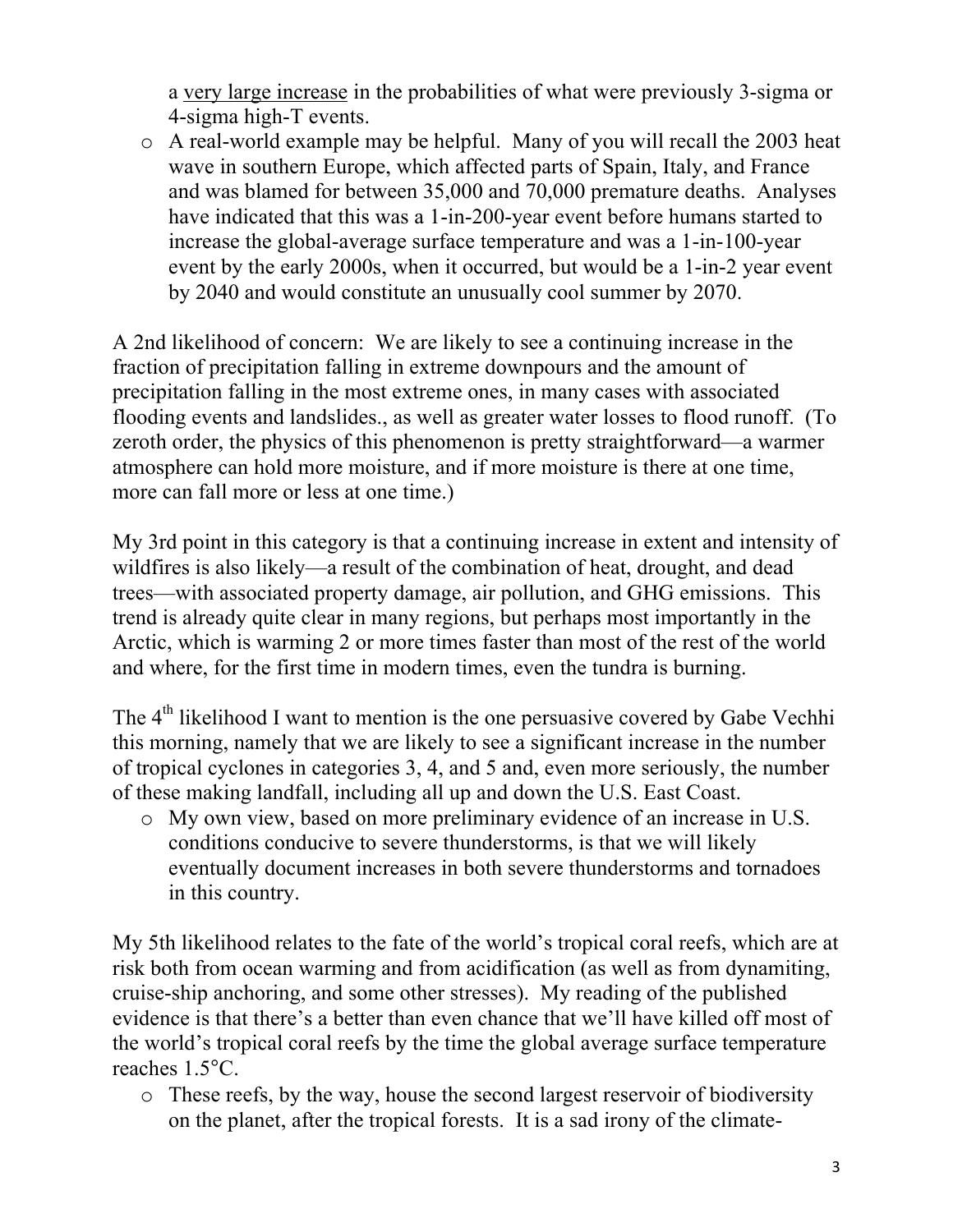a <u>very large increase</u> in the probabilities of what were previously 3-sigma or 4-sigma high-T events.

- A real-world example may be helpful. Many of you will recall the 2003 heat wave in southern Europe, which affected parts of Spain, Italy, and France and was blamed for between 35,000 and 70,000 premature deaths. Analyses have indicated that this was a 1-in-200-year event before humans started to increase the global-average surface temperature and was a 1-in-100-year event by the early 2000s, when it occurred, but would be a 1-in-2 year event by 2040 and would constitute an unusually cool summer by 2070.

A 2nd likelihood of concern: We are likely to see a continuing increase in the fraction of precipitation falling in extreme downpours and the amount of precipitation falling in the most extreme ones, in many cases with associated flooding events and landslides., as well as greater water losses to flood runoff. (To zeroth order, the physics of this phenomenon is pretty straightforward—a warmer atmosphere can hold more moisture, and if more moisture is there at one time, more can fall more or less at one time.)

My 3rd point in this category is that a continuing increase in extent and intensity of wildfires is also likely—a result of the combination of heat, drought, and dead trees—with associated property damage, air pollution, and GHG emissions. This trend is already quite clear in many regions, but perhaps most importantly in the Arctic, which is warming 2 or more times faster than most of the rest of the world and where, for the first time in modern times, even the tundra is burning.

The 4th likelihood I want to mention is the one persuasive covered by Gabe Vechhi this morning, namely that we are likely to see a significant increase in the number of tropical cyclones in categories 3, 4, and 5 and, even more seriously, the number of these making landfall, including all up and down the U.S. East Coast.

- My own view, based on more preliminary evidence of an increase in U.S. conditions conducive to severe thunderstorms, is that we will likely eventually document increases in both severe thunderstorms and tornadoes in this country.

My 5th likelihood relates to the fate of the world's tropical coral reefs, which are at risk both from ocean warming and from acidification (as well as from dynamiting, cruise-ship anchoring, and some other stresses). My reading of the published evidence is that there's a better than even chance that we'll have killed off most of the world's tropical coral reefs by the time the global average surface temperature reaches 1.5°C.

- These reefs, by the way, house the second largest reservoir of biodiversity on the planet, after the tropical forests. It is a sad irony of the climate-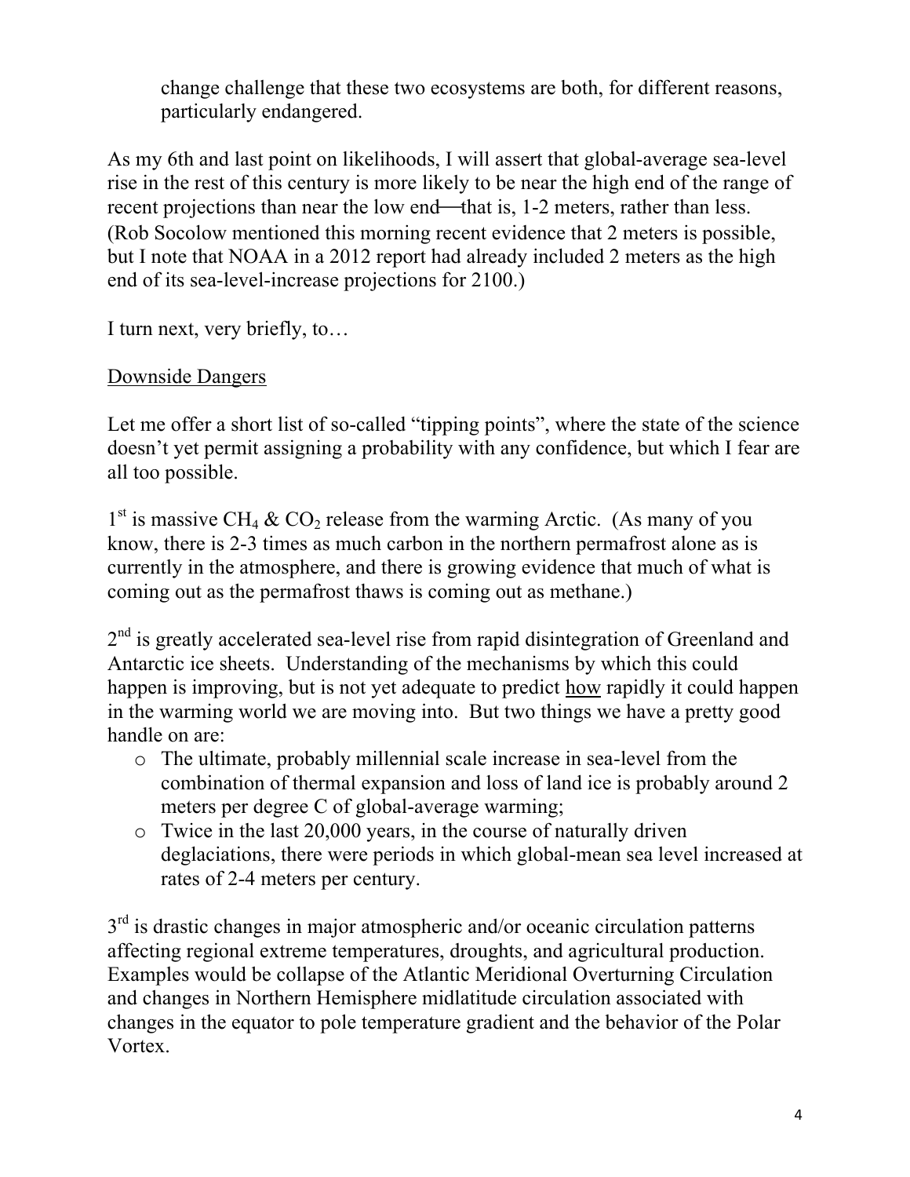change challenge that these two ecosystems are both, for different reasons, particularly endangered.

As my 6th and last point on likelihoods, I will assert that global-average sea-level rise in the rest of this century is more likely to be near the high end of the range of recent projections than near the low end—that is, 1-2 meters, rather than less. (Rob Socolow mentioned this morning recent evidence that 2 meters is possible, but I note that NOAA in a 2012 report had already included 2 meters as the high end of its sea-level-increase projections for 2100.)

I turn next, very briefly, to…

<u>Downside Dangers</u>

Let me offer a short list of so-called "tipping points", where the state of the science doesn't yet permit assigning a probability with any confidence, but which I fear are all too possible.

1st is massive $CH_4$ & $CO_2$ release from the warming Arctic. (As many of you know, there is 2-3 times as much carbon in the northern permafrost alone as is currently in the atmosphere, and there is growing evidence that much of what is coming out as the permafrost thaws is coming out as methane.)

2nd is greatly accelerated sea-level rise from rapid disintegration of Greenland and Antarctic ice sheets. Understanding of the mechanisms by which this could happen is improving, but is not yet adequate to predict <u>how</u> rapidly it could happen in the warming world we are moving into. But two things we have a pretty good handle on are:

- The ultimate, probably millennial scale increase in sea-level from the combination of thermal expansion and loss of land ice is probably around 2 meters per degree C of global-average warming;
- Twice in the last 20,000 years, in the course of naturally driven deglaciations, there were periods in which global-mean sea level increased at rates of 2-4 meters per century.

3rd is drastic changes in major atmospheric and/or oceanic circulation patterns affecting regional extreme temperatures, droughts, and agricultural production. Examples would be collapse of the Atlantic Meridional Overturning Circulation and changes in Northern Hemisphere midlatitude circulation associated with changes in the equator to pole temperature gradient and the behavior of the Polar Vortex.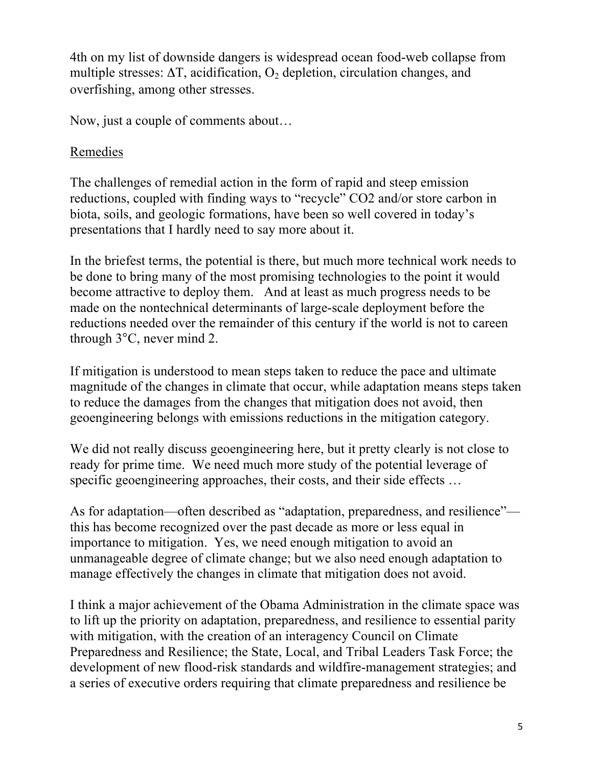4th on my list of downside dangers is widespread ocean food-web collapse from multiple stresses: $\Delta T$, acidification, $O_2$ depletion, circulation changes, and overfishing, among other stresses.

Now, just a couple of comments about…

## Remedies

The challenges of remedial action in the form of rapid and steep emission reductions, coupled with finding ways to "recycle" $CO_2$ and/or store carbon in biota, soils, and geologic formations, have been so well covered in today's presentations that I hardly need to say more about it.

In the briefest terms, the potential is there, but much more technical work needs to be done to bring many of the most promising technologies to the point it would become attractive to deploy them. And at least as much progress needs to be made on the nontechnical determinants of large-scale deployment before the reductions needed over the remainder of this century if the world is not to careen through 3°C, never mind 2.

If mitigation is understood to mean steps taken to reduce the pace and ultimate magnitude of the changes in climate that occur, while adaptation means steps taken to reduce the damages from the changes that mitigation does not avoid, then geoengineering belongs with emissions reductions in the mitigation category.

We did not really discuss geoengineering here, but it pretty clearly is not close to ready for prime time. We need much more study of the potential leverage of specific geoengineering approaches, their costs, and their side effects …

As for adaptation—often described as "adaptation, preparedness, and resilience"—this has become recognized over the past decade as more or less equal in importance to mitigation. Yes, we need enough mitigation to avoid an unmanageable degree of climate change; but we also need enough adaptation to manage effectively the changes in climate that mitigation does not avoid.

I think a major achievement of the Obama Administration in the climate space was to lift up the priority on adaptation, preparedness, and resilience to essential parity with mitigation, with the creation of an interagency Council on Climate Preparedness and Resilience; the State, Local, and Tribal Leaders Task Force; the development of new flood-risk standards and wildfire-management strategies; and a series of executive orders requiring that climate preparedness and resilience be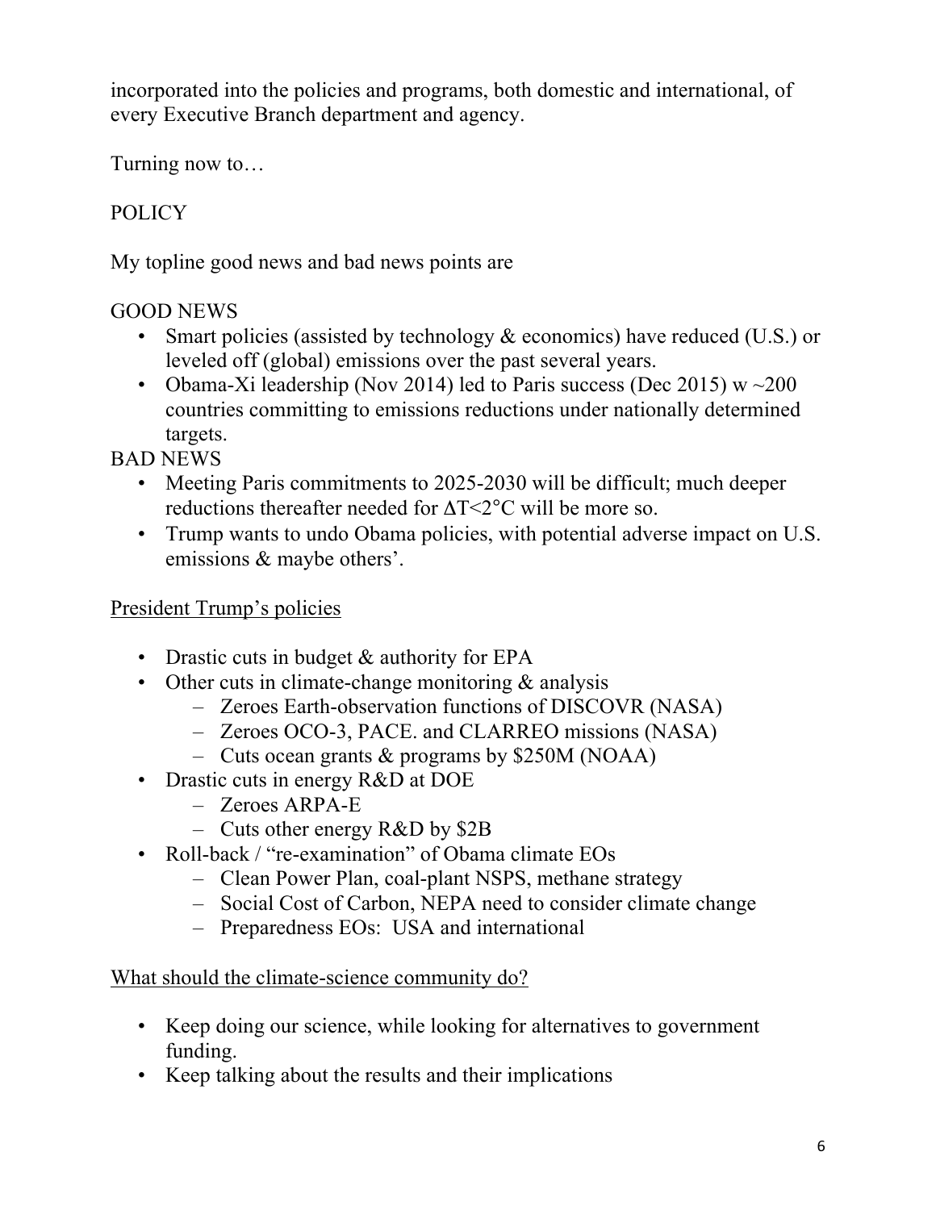incorporated into the policies and programs, both domestic and international, of every Executive Branch department and agency.

Turning now to…

POLICY

My topline good news and bad news points are

GOOD NEWS

- Smart policies (assisted by technology & economics) have reduced (U.S.) or leveled off (global) emissions over the past several years.
- Obama-Xi leadership (Nov 2014) led to Paris success (Dec 2015) w ~200 countries committing to emissions reductions under nationally determined targets.

BAD NEWS

- Meeting Paris commitments to 2025-2030 will be difficult; much deeper reductions thereafter needed for $\Delta T<2°C$ will be more so.
- Trump wants to undo Obama policies, with potential adverse impact on U.S. emissions & maybe others'.

<u>President Trump's policies</u>

- Drastic cuts in budget & authority for EPA
- Other cuts in climate-change monitoring & analysis
  - Zeroes Earth-observation functions of DISCOVR (NASA)
  - Zeroes OCO-3, PACE. and CLARREO missions (NASA)
  - Cuts ocean grants & programs by $250M (NOAA)
- Drastic cuts in energy R&D at DOE
  - Zeroes ARPA-E
  - Cuts other energy R&D by $2B
- Roll-back / "re-examination" of Obama climate EOs
  - Clean Power Plan, coal-plant NSPS, methane strategy
  - Social Cost of Carbon, NEPA need to consider climate change
  - Preparedness EOs: USA and international

<u>What should the climate-science community do?</u>

- Keep doing our science, while looking for alternatives to government funding.
- Keep talking about the results and their implications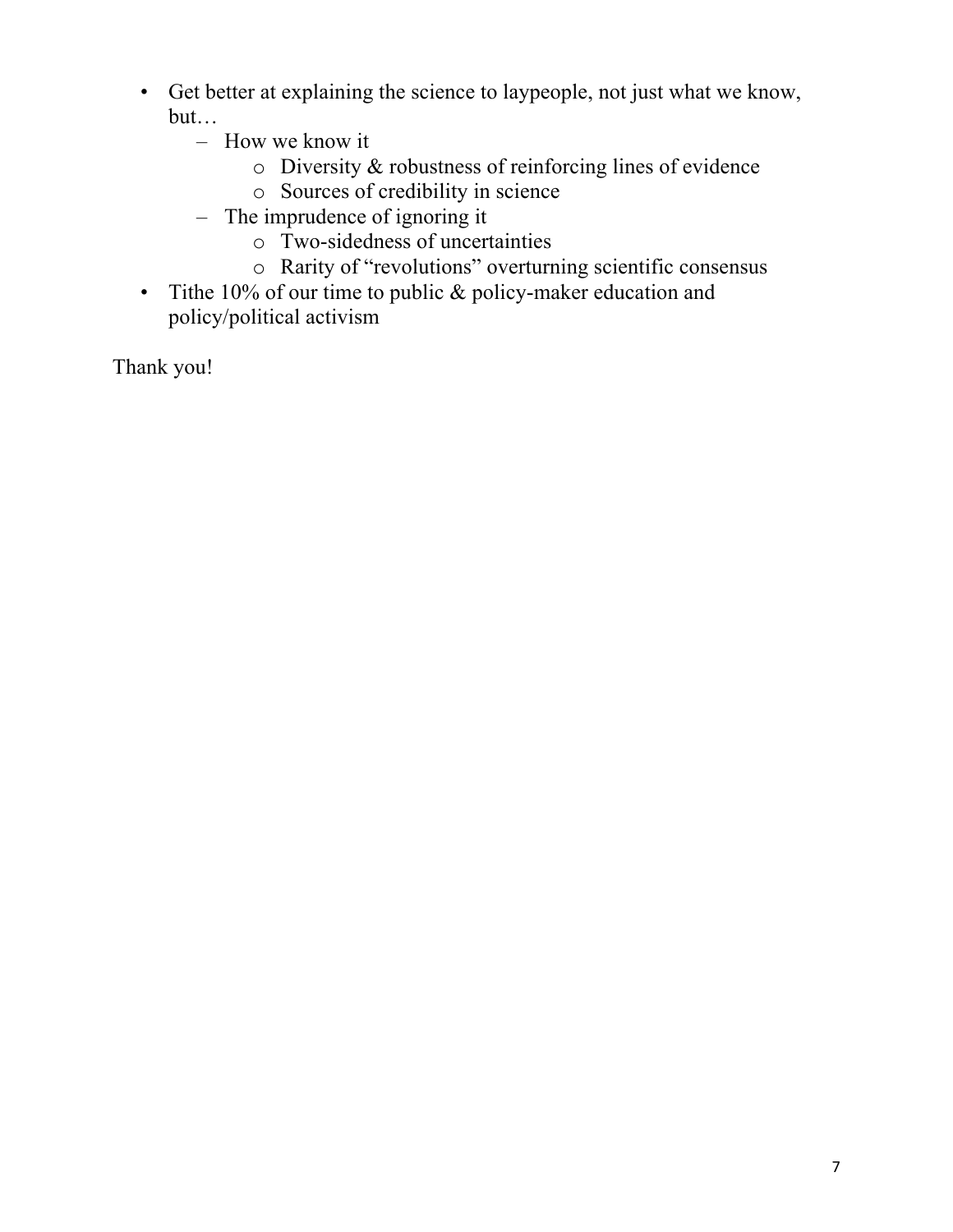- Get better at explaining the science to laypeople, not just what we know, but…
  - How we know it
    - Diversity & robustness of reinforcing lines of evidence
    - Sources of credibility in science
  - The imprudence of ignoring it
    - Two-sidedness of uncertainties
    - Rarity of "revolutions" overturning scientific consensus
- Tithe 10% of our time to public & policy-maker education and policy/political activism

Thank you!